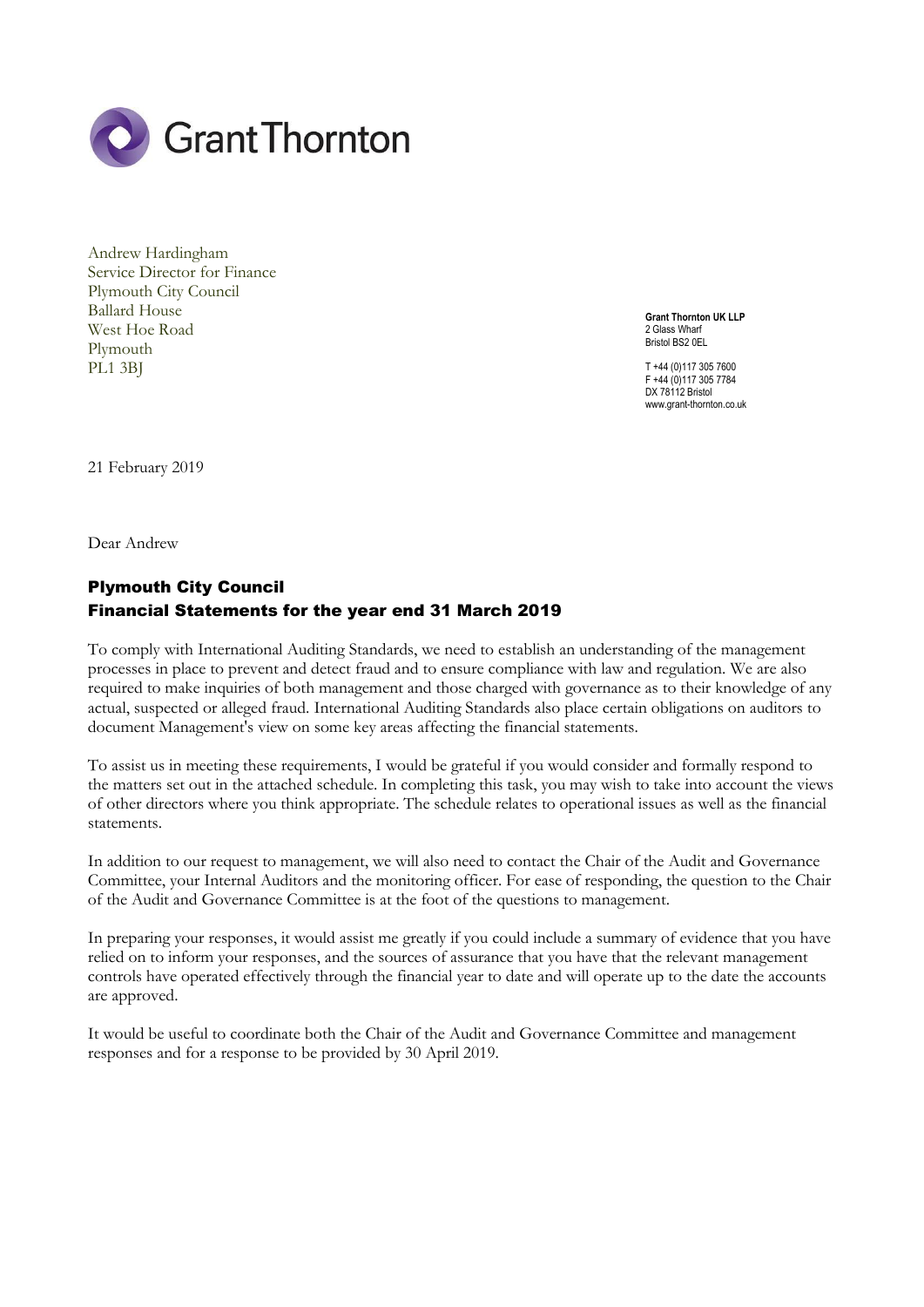Grant Thornton

Andrew Hardingham
Service Director for Finance
Plymouth City Council
Ballard House
West Hoe Road
Plymouth
PL1 3BJ

**Grant Thornton UK LLP**
2 Glass Wharf
Bristol BS2 0EL

T +44 (0)117 305 7600
F +44 (0)117 305 7784
DX 78112 Bristol
www.grant-thornton.co.uk

21 February 2019

Dear Andrew

## Plymouth City Council
## Financial Statements for the year end 31 March 2019

To comply with International Auditing Standards, we need to establish an understanding of the management processes in place to prevent and detect fraud and to ensure compliance with law and regulation. We are also required to make inquiries of both management and those charged with governance as to their knowledge of any actual, suspected or alleged fraud. International Auditing Standards also place certain obligations on auditors to document Management's view on some key areas affecting the financial statements.

To assist us in meeting these requirements, I would be grateful if you would consider and formally respond to the matters set out in the attached schedule. In completing this task, you may wish to take into account the views of other directors where you think appropriate. The schedule relates to operational issues as well as the financial statements.

In addition to our request to management, we will also need to contact the Chair of the Audit and Governance Committee, your Internal Auditors and the monitoring officer. For ease of responding, the question to the Chair of the Audit and Governance Committee is at the foot of the questions to management.

In preparing your responses, it would assist me greatly if you could include a summary of evidence that you have relied on to inform your responses, and the sources of assurance that you have that the relevant management controls have operated effectively through the financial year to date and will operate up to the date the accounts are approved.

It would be useful to coordinate both the Chair of the Audit and Governance Committee and management responses and for a response to be provided by 30 April 2019.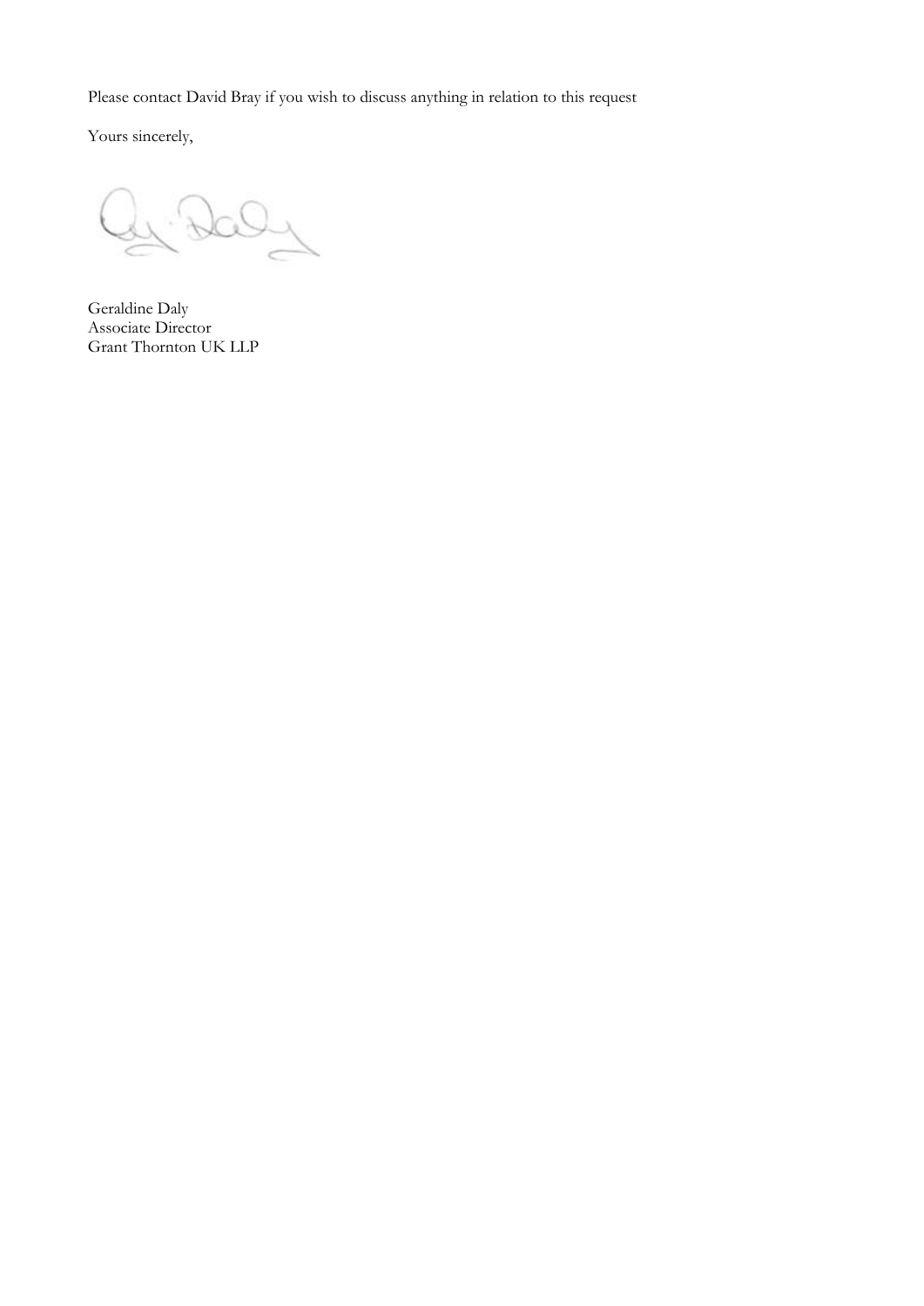Please contact David Bray if you wish to discuss anything in relation to this request

Yours sincerely,

Geraldine Daly
Associate Director
Grant Thornton UK LLP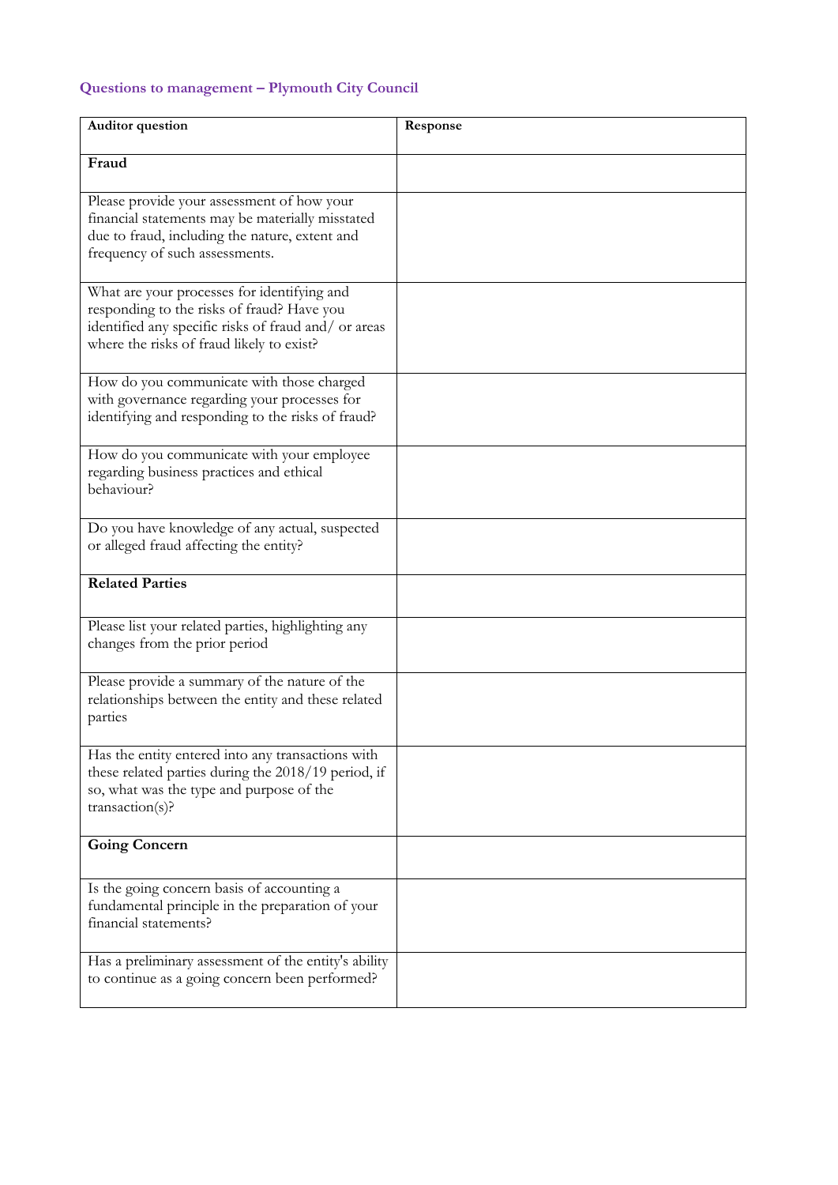## Questions to management – Plymouth City Council

| Auditor question | Response |
| --- | --- |
| **Fraud** | |
| Please provide your assessment of how your financial statements may be materially misstated due to fraud, including the nature, extent and frequency of such assessments. | |
| What are your processes for identifying and responding to the risks of fraud? Have you identified any specific risks of fraud and/ or areas where the risks of fraud likely to exist? | |
| How do you communicate with those charged with governance regarding your processes for identifying and responding to the risks of fraud? | |
| How do you communicate with your employee regarding business practices and ethical behaviour? | |
| Do you have knowledge of any actual, suspected or alleged fraud affecting the entity? | |
| **Related Parties** | |
| Please list your related parties, highlighting any changes from the prior period | |
| Please provide a summary of the nature of the relationships between the entity and these related parties | |
| Has the entity entered into any transactions with these related parties during the 2018/19 period, if so, what was the type and purpose of the transaction(s)? | |
| **Going Concern** | |
| Is the going concern basis of accounting a fundamental principle in the preparation of your financial statements? | |
| Has a preliminary assessment of the entity's ability to continue as a going concern been performed? | |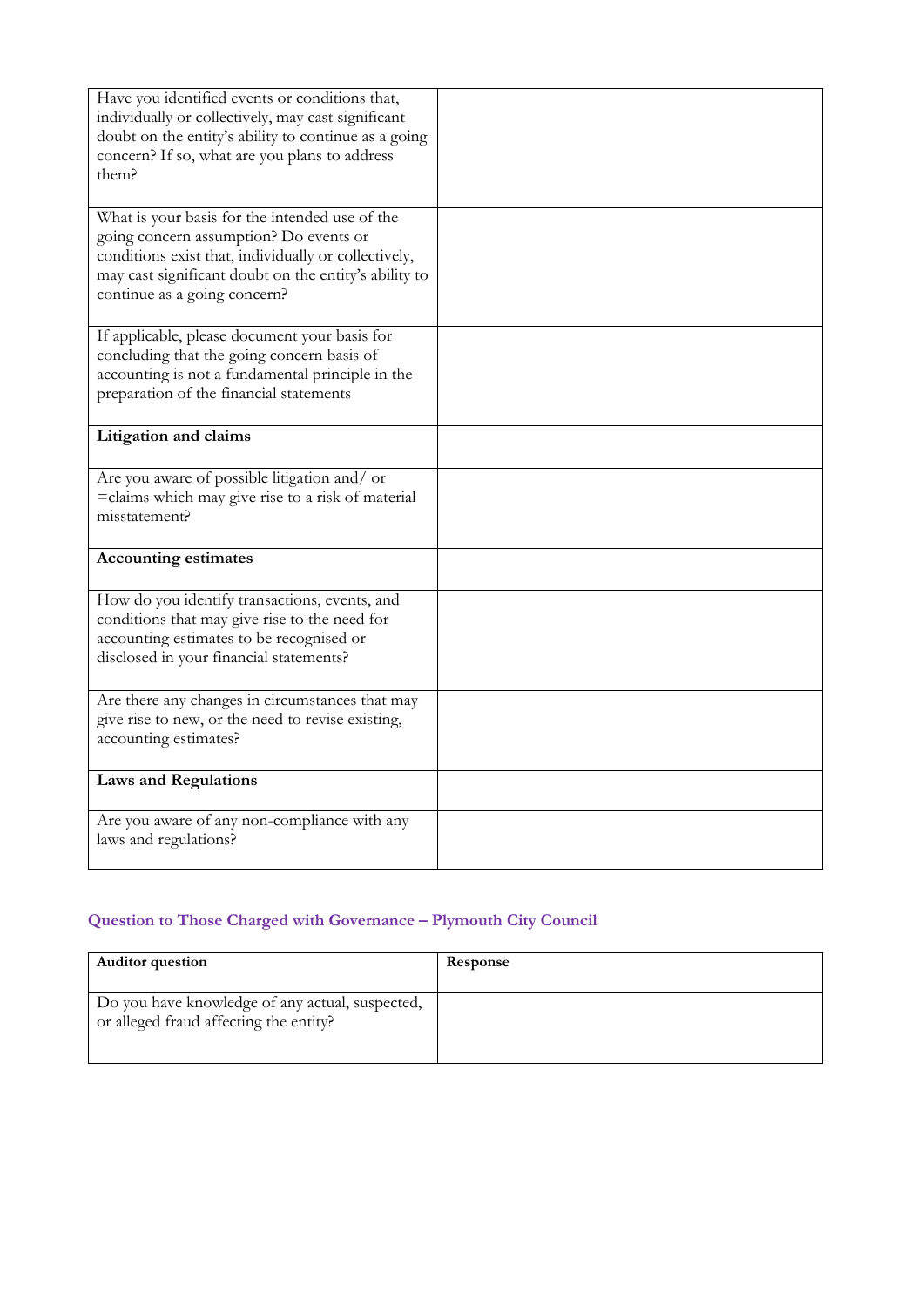| | |
|---|---|
| Have you identified events or conditions that, individually or collectively, may cast significant doubt on the entity's ability to continue as a going concern? If so, what are you plans to address them? | |
| What is your basis for the intended use of the going concern assumption? Do events or conditions exist that, individually or collectively, may cast significant doubt on the entity's ability to continue as a going concern? | |
| If applicable, please document your basis for concluding that the going concern basis of accounting is not a fundamental principle in the preparation of the financial statements | |
| **Litigation and claims** | |
| Are you aware of possible litigation and/ or =claims which may give rise to a risk of material misstatement? | |
| **Accounting estimates** | |
| How do you identify transactions, events, and conditions that may give rise to the need for accounting estimates to be recognised or disclosed in your financial statements? | |
| Are there any changes in circumstances that may give rise to new, or the need to revise existing, accounting estimates? | |
| **Laws and Regulations** | |
| Are you aware of any non-compliance with any laws and regulations? | |

## Question to Those Charged with Governance – Plymouth City Council

| Auditor question | Response |
|---|---|
| Do you have knowledge of any actual, suspected, or alleged fraud affecting the entity? | |